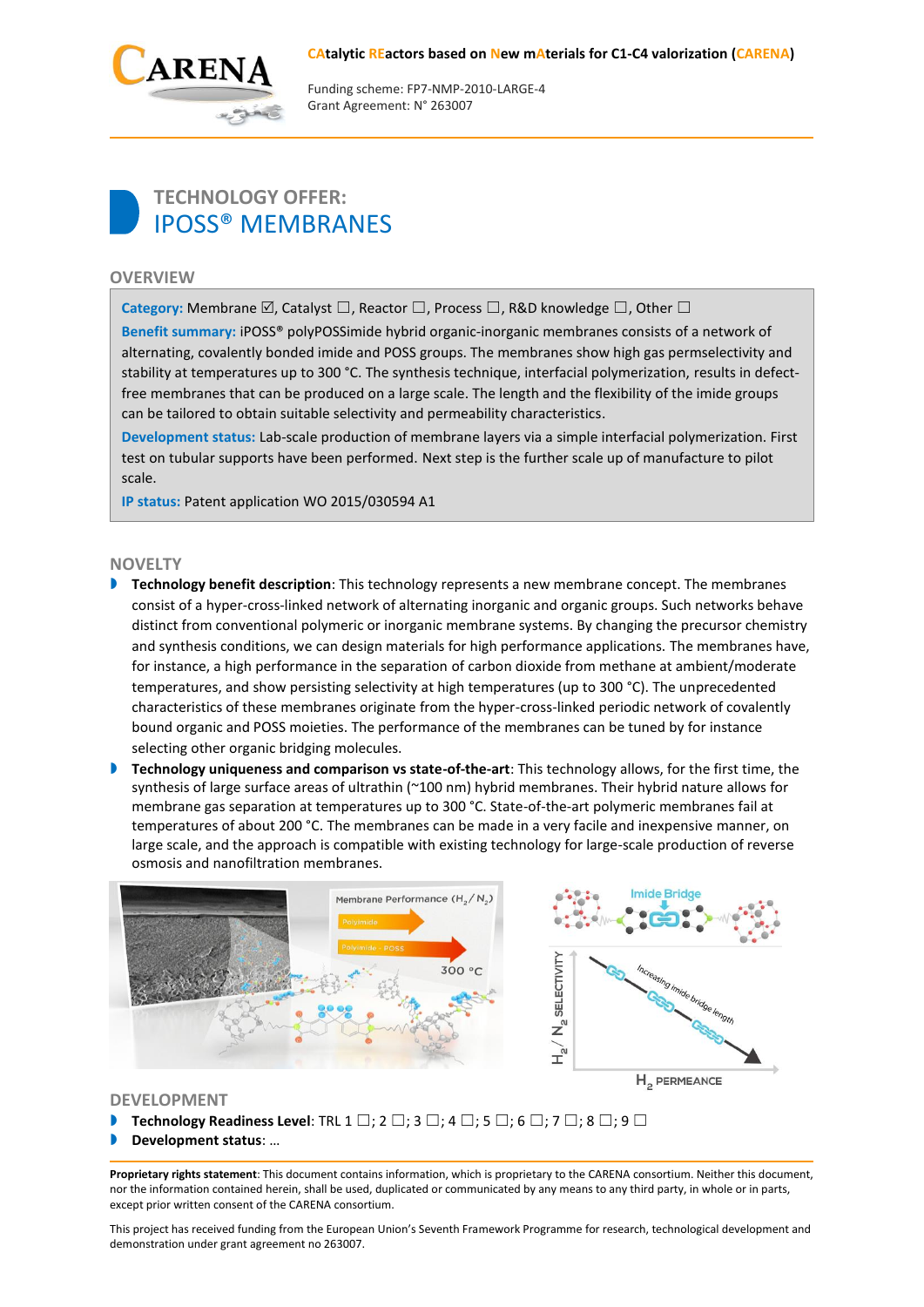**CAtalytic REactors based on New mAterials for C1-C4 valorization (CARENA)**

Funding scheme: FP7-NMP-2010-LARGE-4
Grant Agreement: N° 263007

# TECHNOLOGY OFFER:
# IPOSS® MEMBRANES

## OVERVIEW

**Category:** Membrane ☑, Catalyst ☐, Reactor ☐, Process ☐, R&D knowledge ☐, Other ☐

**Benefit summary:** iPOSS® polyPOSSimide hybrid organic-inorganic membranes consists of a network of alternating, covalently bonded imide and POSS groups. The membranes show high gas permselectivity and stability at temperatures up to 300 °C. The synthesis technique, interfacial polymerization, results in defect-free membranes that can be produced on a large scale. The length and the flexibility of the imide groups can be tailored to obtain suitable selectivity and permeability characteristics.

**Development status:** Lab-scale production of membrane layers via a simple interfacial polymerization. First test on tubular supports have been performed. Next step is the further scale up of manufacture to pilot scale.

**IP status:** Patent application WO 2015/030594 A1

## NOVELTY

- **Technology benefit description**: This technology represents a new membrane concept. The membranes consist of a hyper-cross-linked network of alternating inorganic and organic groups. Such networks behave distinct from conventional polymeric or inorganic membrane systems. By changing the precursor chemistry and synthesis conditions, we can design materials for high performance applications. The membranes have, for instance, a high performance in the separation of carbon dioxide from methane at ambient/moderate temperatures, and show persisting selectivity at high temperatures (up to 300 °C). The unprecedented characteristics of these membranes originate from the hyper-cross-linked periodic network of covalently bound organic and POSS moieties. The performance of the membranes can be tuned by for instance selecting other organic bridging molecules.
- **Technology uniqueness and comparison vs state-of-the-art**: This technology allows, for the first time, the synthesis of large surface areas of ultrathin (~100 nm) hybrid membranes. Their hybrid nature allows for membrane gas separation at temperatures up to 300 °C. State-of-the-art polymeric membranes fail at temperatures of about 200 °C. The membranes can be made in a very facile and inexpensive manner, on large scale, and the approach is compatible with existing technology for large-scale production of reverse osmosis and nanofiltration membranes.

## DEVELOPMENT

- **Technology Readiness Level**: TRL 1 ☐; 2 ☐; 3 ☐; 4 ☐; 5 ☐; 6 ☐; 7 ☐; 8 ☐; 9 ☐
- **Development status**: …

**Proprietary rights statement**: This document contains information, which is proprietary to the CARENA consortium. Neither this document, nor the information contained herein, shall be used, duplicated or communicated by any means to any third party, in whole or in parts, except prior written consent of the CARENA consortium.

This project has received funding from the European Union's Seventh Framework Programme for research, technological development and demonstration under grant agreement no 263007.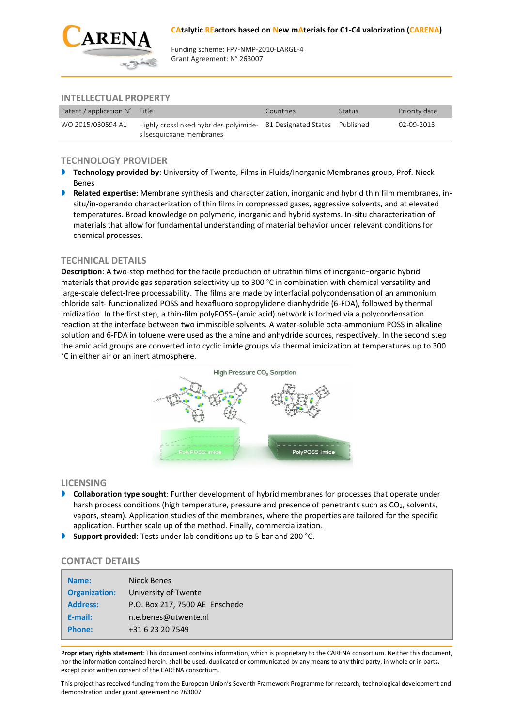**CAtalytic REactors based on New mAterials for C1-C4 valorization (CARENA)**

Funding scheme: FP7-NMP-2010-LARGE-4
Grant Agreement: N° 263007

## INTELLECTUAL PROPERTY

| Patent / application N° | Title | Countries | Status | Priority date |
|---|---|---|---|---|
| WO 2015/030594 A1 | Highly crosslinked hybrides polyimide-silsesquioxane membranes | 81 Designated States | Published | 02-09-2013 |

## TECHNOLOGY PROVIDER

- **Technology provided by**: University of Twente, Films in Fluids/Inorganic Membranes group, Prof. Nieck Benes
- **Related expertise**: Membrane synthesis and characterization, inorganic and hybrid thin film membranes, in-situ/in-operando characterization of thin films in compressed gases, aggressive solvents, and at elevated temperatures. Broad knowledge on polymeric, inorganic and hybrid systems. In-situ characterization of materials that allow for fundamental understanding of material behavior under relevant conditions for chemical processes.

## TECHNICAL DETAILS

**Description**: A two-step method for the facile production of ultrathin films of inorganic−organic hybrid materials that provide gas separation selectivity up to 300 °C in combination with chemical versatility and large-scale defect-free processability. The films are made by interfacial polycondensation of an ammonium chloride salt- functionalized POSS and hexafluoroisopropylidene dianhydride (6-FDA), followed by thermal imidization. In the first step, a thin-film polyPOSS−(amic acid) network is formed via a polycondensation reaction at the interface between two immiscible solvents. A water-soluble octa-ammonium POSS in alkaline solution and 6-FDA in toluene were used as the amine and anhydride sources, respectively. In the second step the amic acid groups are converted into cyclic imide groups via thermal imidization at temperatures up to 300 °C in either air or an inert atmosphere.

High Pressure $CO_2$ Sorption

PolyPOSS-imide

PolyPOSS-imide

## LICENSING

- **Collaboration type sought**: Further development of hybrid membranes for processes that operate under harsh process conditions (high temperature, pressure and presence of penetrants such as $CO_2$, solvents, vapors, steam). Application studies of the membranes, where the properties are tailored for the specific application. Further scale up of the method. Finally, commercialization.
- **Support provided**: Tests under lab conditions up to 5 bar and 200 °C.

## CONTACT DETAILS

| | |
|---|---|
| **Name:** | Nieck Benes |
| **Organization:** | University of Twente |
| **Address:** | P.O. Box 217, 7500 AE Enschede |
| **E-mail:** | n.e.benes@utwente.nl |
| **Phone:** | +31 6 23 20 7549 |

**Proprietary rights statement**: This document contains information, which is proprietary to the CARENA consortium. Neither this document, nor the information contained herein, shall be used, duplicated or communicated by any means to any third party, in whole or in parts, except prior written consent of the CARENA consortium.

This project has received funding from the European Union's Seventh Framework Programme for research, technological development and demonstration under grant agreement no 263007.